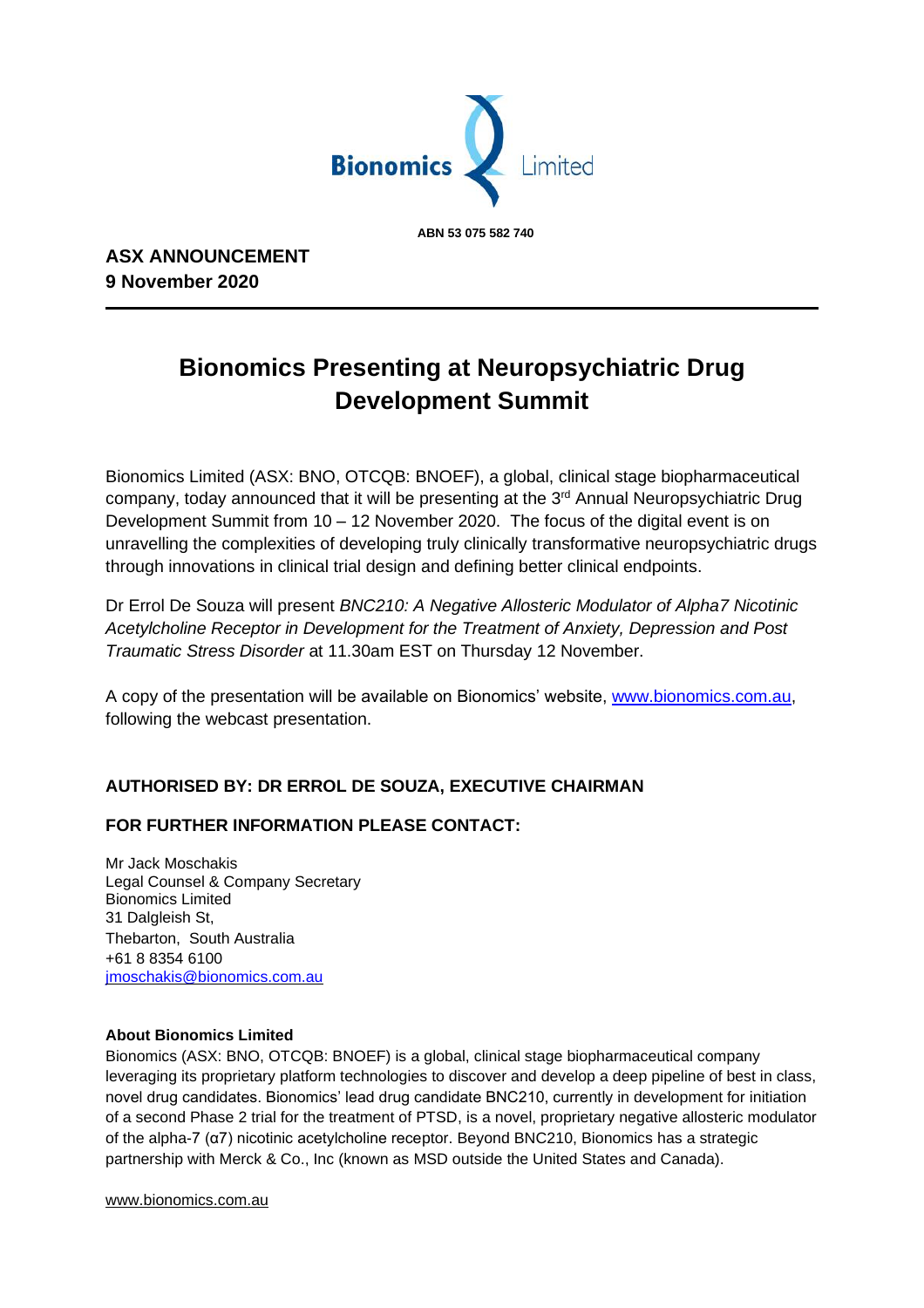Bionomics Limited

ABN 53 075 582 740

**ASX ANNOUNCEMENT**
**9 November 2020**

# Bionomics Presenting at Neuropsychiatric Drug Development Summit

Bionomics Limited (ASX: BNO, OTCQB: BNOEF), a global, clinical stage biopharmaceutical company, today announced that it will be presenting at the 3rd Annual Neuropsychiatric Drug Development Summit from 10 – 12 November 2020. The focus of the digital event is on unravelling the complexities of developing truly clinically transformative neuropsychiatric drugs through innovations in clinical trial design and defining better clinical endpoints.

Dr Errol De Souza will present *BNC210: A Negative Allosteric Modulator of Alpha7 Nicotinic Acetylcholine Receptor in Development for the Treatment of Anxiety, Depression and Post Traumatic Stress Disorder* at 11.30am EST on Thursday 12 November.

A copy of the presentation will be available on Bionomics' website, www.bionomics.com.au, following the webcast presentation.

**AUTHORISED BY: DR ERROL DE SOUZA, EXECUTIVE CHAIRMAN**

**FOR FURTHER INFORMATION PLEASE CONTACT:**

Mr Jack Moschakis
Legal Counsel & Company Secretary
Bionomics Limited
31 Dalgleish St,
Thebarton, South Australia
+61 8 8354 6100
jmoschakis@bionomics.com.au

**About Bionomics Limited**
Bionomics (ASX: BNO, OTCQB: BNOEF) is a global, clinical stage biopharmaceutical company leveraging its proprietary platform technologies to discover and develop a deep pipeline of best in class, novel drug candidates. Bionomics' lead drug candidate BNC210, currently in development for initiation of a second Phase 2 trial for the treatment of PTSD, is a novel, proprietary negative allosteric modulator of the alpha-7 (α7) nicotinic acetylcholine receptor. Beyond BNC210, Bionomics has a strategic partnership with Merck & Co., Inc (known as MSD outside the United States and Canada).

www.bionomics.com.au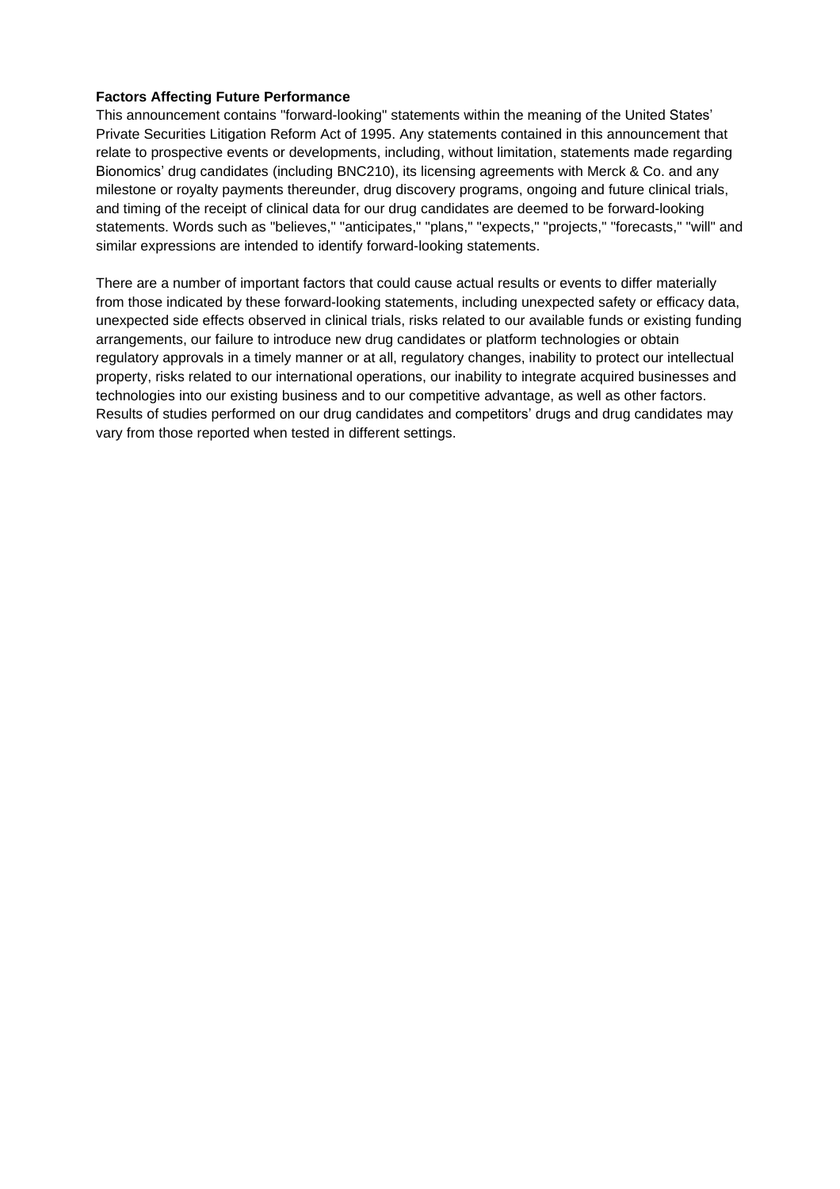**Factors Affecting Future Performance**

This announcement contains "forward-looking" statements within the meaning of the United States' Private Securities Litigation Reform Act of 1995. Any statements contained in this announcement that relate to prospective events or developments, including, without limitation, statements made regarding Bionomics' drug candidates (including BNC210), its licensing agreements with Merck & Co. and any milestone or royalty payments thereunder, drug discovery programs, ongoing and future clinical trials, and timing of the receipt of clinical data for our drug candidates are deemed to be forward-looking statements. Words such as "believes," "anticipates," "plans," "expects," "projects," "forecasts," "will" and similar expressions are intended to identify forward-looking statements.

There are a number of important factors that could cause actual results or events to differ materially from those indicated by these forward-looking statements, including unexpected safety or efficacy data, unexpected side effects observed in clinical trials, risks related to our available funds or existing funding arrangements, our failure to introduce new drug candidates or platform technologies or obtain regulatory approvals in a timely manner or at all, regulatory changes, inability to protect our intellectual property, risks related to our international operations, our inability to integrate acquired businesses and technologies into our existing business and to our competitive advantage, as well as other factors. Results of studies performed on our drug candidates and competitors' drugs and drug candidates may vary from those reported when tested in different settings.